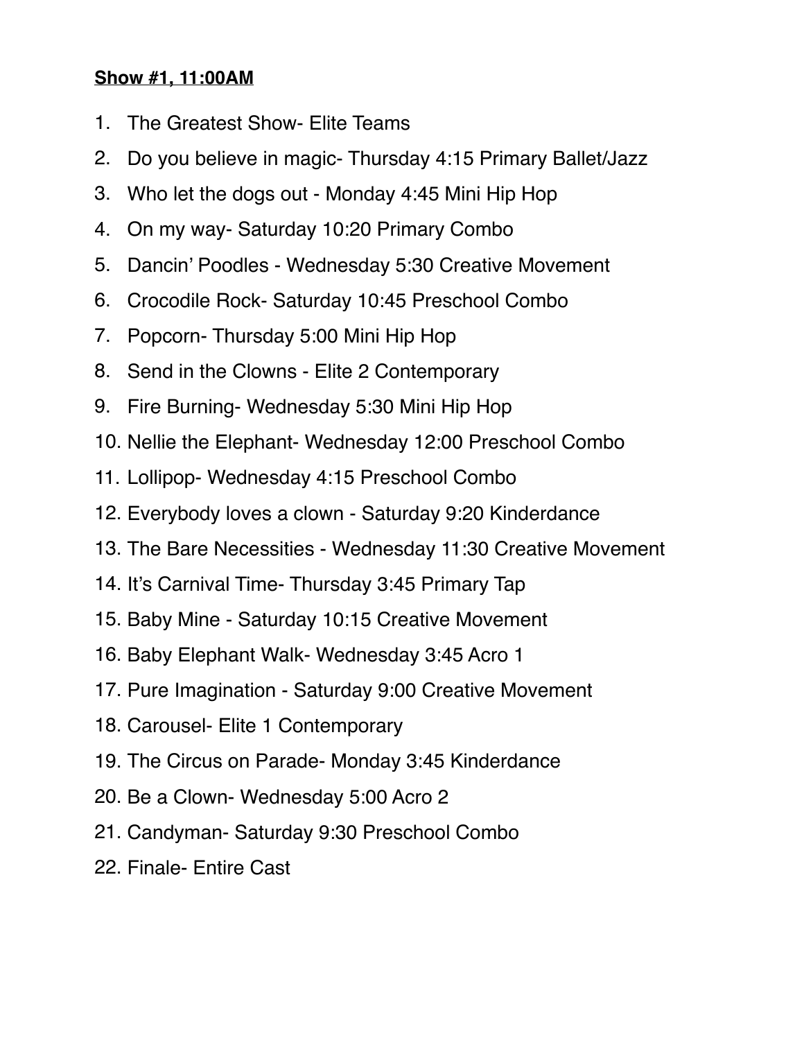**Show #1, 11:00AM**

1. The Greatest Show- Elite Teams
2. Do you believe in magic- Thursday 4:15 Primary Ballet/Jazz
3. Who let the dogs out - Monday 4:45 Mini Hip Hop
4. On my way- Saturday 10:20 Primary Combo
5. Dancin' Poodles - Wednesday 5:30 Creative Movement
6. Crocodile Rock- Saturday 10:45 Preschool Combo
7. Popcorn- Thursday 5:00 Mini Hip Hop
8. Send in the Clowns - Elite 2 Contemporary
9. Fire Burning- Wednesday 5:30 Mini Hip Hop
10. Nellie the Elephant- Wednesday 12:00 Preschool Combo
11. Lollipop- Wednesday 4:15 Preschool Combo
12. Everybody loves a clown - Saturday 9:20 Kinderdance
13. The Bare Necessities - Wednesday 11:30 Creative Movement
14. It's Carnival Time- Thursday 3:45 Primary Tap
15. Baby Mine - Saturday 10:15 Creative Movement
16. Baby Elephant Walk- Wednesday 3:45 Acro 1
17. Pure Imagination - Saturday 9:00 Creative Movement
18. Carousel- Elite 1 Contemporary
19. The Circus on Parade- Monday 3:45 Kinderdance
20. Be a Clown- Wednesday 5:00 Acro 2
21. Candyman- Saturday 9:30 Preschool Combo
22. Finale- Entire Cast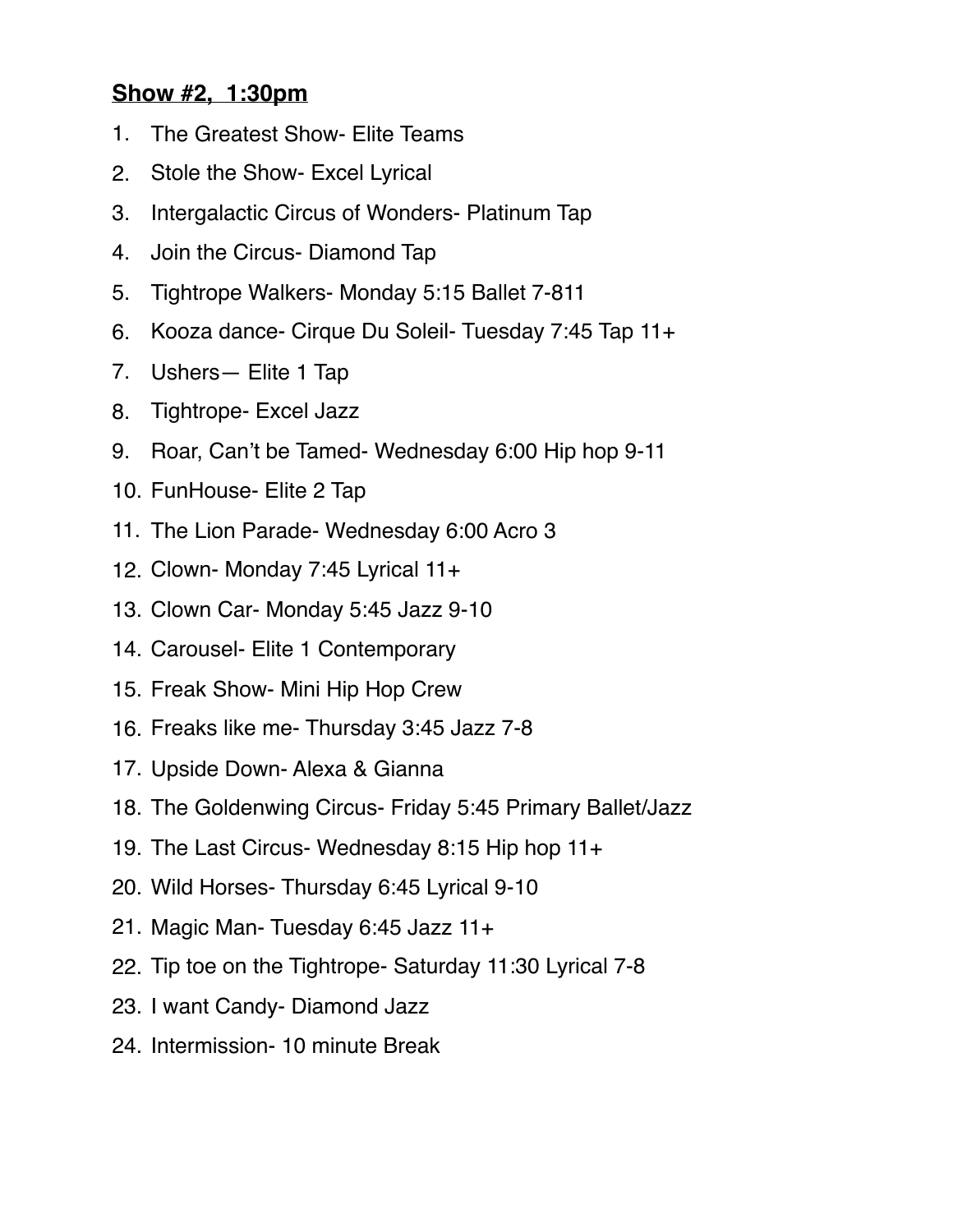**Show #2, 1:30pm**

1. The Greatest Show- Elite Teams
2. Stole the Show- Excel Lyrical
3. Intergalactic Circus of Wonders- Platinum Tap
4. Join the Circus- Diamond Tap
5. Tightrope Walkers- Monday 5:15 Ballet 7-811
6. Kooza dance- Cirque Du Soleil- Tuesday 7:45 Tap 11+
7. Ushers— Elite 1 Tap
8. Tightrope- Excel Jazz
9. Roar, Can't be Tamed- Wednesday 6:00 Hip hop 9-11
10. FunHouse- Elite 2 Tap
11. The Lion Parade- Wednesday 6:00 Acro 3
12. Clown- Monday 7:45 Lyrical 11+
13. Clown Car- Monday 5:45 Jazz 9-10
14. Carousel- Elite 1 Contemporary
15. Freak Show- Mini Hip Hop Crew
16. Freaks like me- Thursday 3:45 Jazz 7-8
17. Upside Down- Alexa & Gianna
18. The Goldenwing Circus- Friday 5:45 Primary Ballet/Jazz
19. The Last Circus- Wednesday 8:15 Hip hop 11+
20. Wild Horses- Thursday 6:45 Lyrical 9-10
21. Magic Man- Tuesday 6:45 Jazz 11+
22. Tip toe on the Tightrope- Saturday 11:30 Lyrical 7-8
23. I want Candy- Diamond Jazz
24. Intermission- 10 minute Break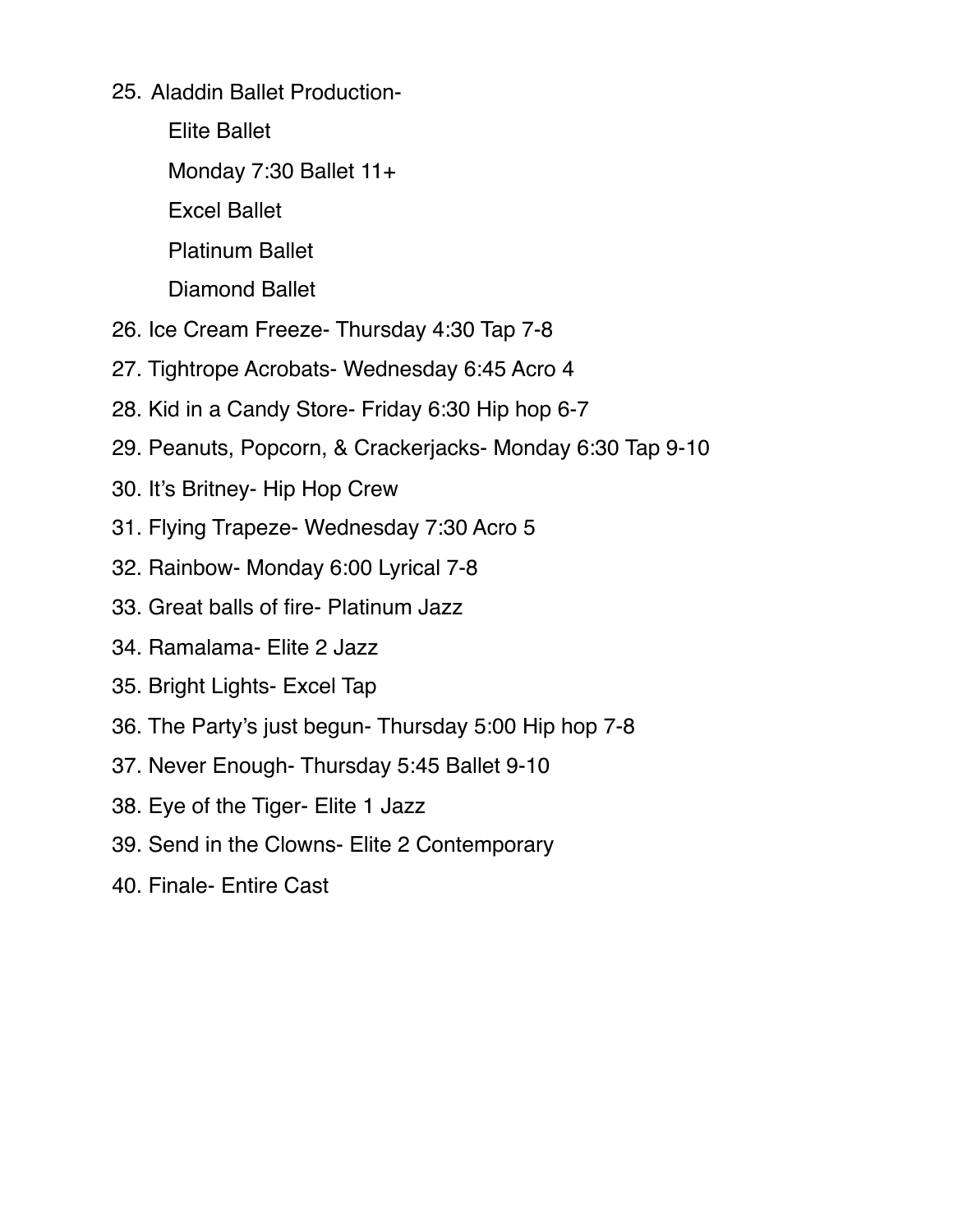25. Aladdin Ballet Production-
    - Elite Ballet
    - Monday 7:30 Ballet 11+
    - Excel Ballet
    - Platinum Ballet
    - Diamond Ballet
26. Ice Cream Freeze- Thursday 4:30 Tap 7-8
27. Tightrope Acrobats- Wednesday 6:45 Acro 4
28. Kid in a Candy Store- Friday 6:30 Hip hop 6-7
29. Peanuts, Popcorn, & Crackerjacks- Monday 6:30 Tap 9-10
30. It's Britney- Hip Hop Crew
31. Flying Trapeze- Wednesday 7:30 Acro 5
32. Rainbow- Monday 6:00 Lyrical 7-8
33. Great balls of fire- Platinum Jazz
34. Ramalama- Elite 2 Jazz
35. Bright Lights- Excel Tap
36. The Party's just begun- Thursday 5:00 Hip hop 7-8
37. Never Enough- Thursday 5:45 Ballet 9-10
38. Eye of the Tiger- Elite 1 Jazz
39. Send in the Clowns- Elite 2 Contemporary
40. Finale- Entire Cast